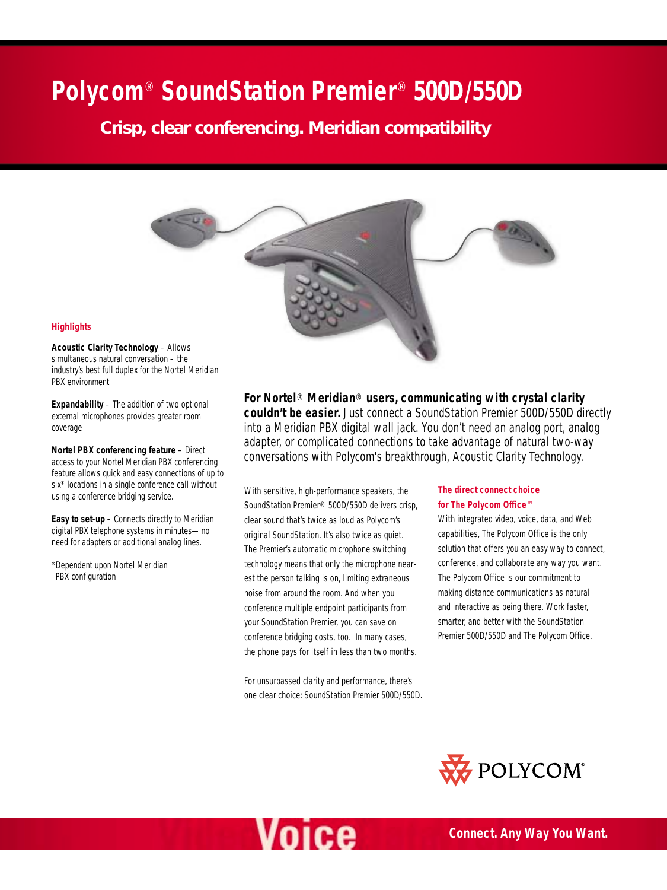# Polycom® SoundStation Premier® 500D/550D

## Crisp, clear conferencing. Meridian compatibility

### Highlights

**Acoustic Clarity Technology** – Allows simultaneous natural conversation – the industry's best full duplex for the Nortel Meridian PBX environment

**Expandability** – The addition of two optional external microphones provides greater room coverage

**Nortel PBX conferencing feature** – Direct access to your Nortel Meridian PBX conferencing feature allows quick and easy connections of up to six* locations in a single conference call without using a conference bridging service.

**Easy to set-up** – Connects directly to Meridian digital PBX telephone systems in minutes—no need for adapters or additional analog lines.

*Dependent upon Nortel Meridian PBX configuration

**For Nortel® Meridian® users, communicating with crystal clarity couldn't be easier.** Just connect a SoundStation Premier 500D/550D directly into a Meridian PBX digital wall jack. You don't need an analog port, analog adapter, or complicated connections to take advantage of natural two-way conversations with Polycom's breakthrough, Acoustic Clarity Technology.

With sensitive, high-performance speakers, the SoundStation Premier® 500D/550D delivers crisp, clear sound that's twice as loud as Polycom's original SoundStation. It's also twice as quiet. The Premier's automatic microphone switching technology means that only the microphone nearest the person talking is on, limiting extraneous noise from around the room. And when you conference multiple endpoint participants from your SoundStation Premier, you can save on conference bridging costs, too. In many cases, the phone pays for itself in less than two months.

For unsurpassed clarity and performance, there's one clear choice: SoundStation Premier 500D/550D.

### The direct connect choice for The Polycom Office™

With integrated video, voice, data, and Web capabilities, The Polycom Office is the only solution that offers you an easy way to connect, conference, and collaborate any way you want. The Polycom Office is our commitment to making distance communications as natural and interactive as being there. Work faster, smarter, and better with the SoundStation Premier 500D/550D and The Polycom Office.

POLYCOM®

Voice

**Connect. Any Way You Want.**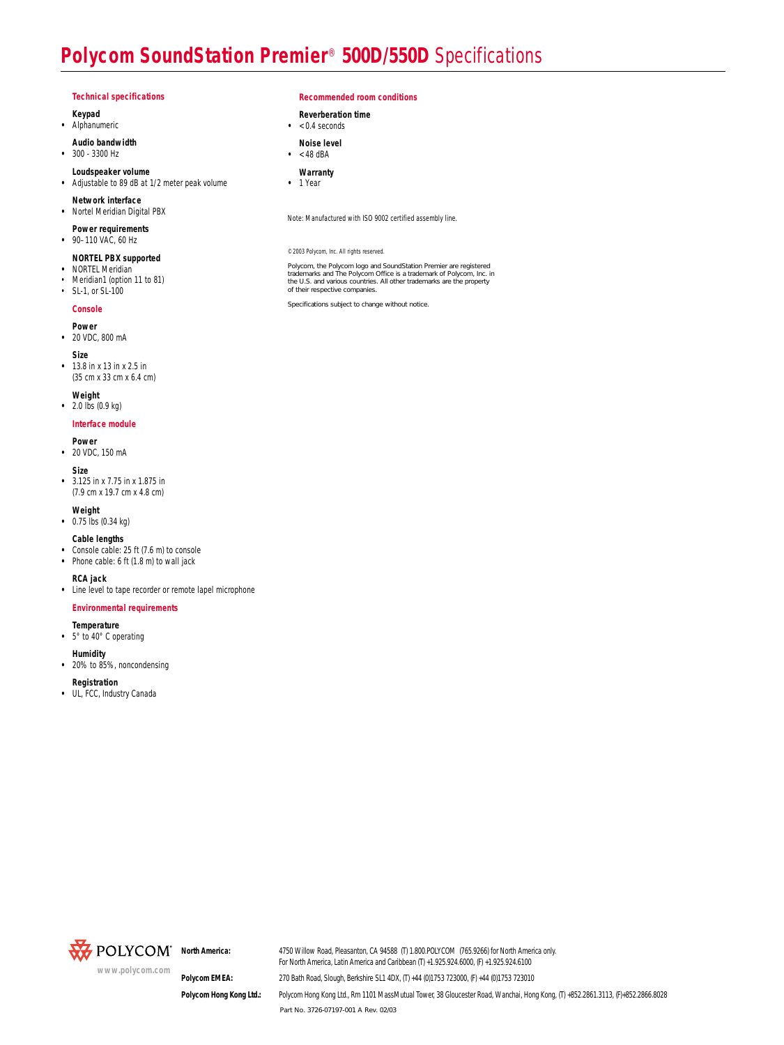# Polycom SoundStation Premier® 500D/550D Specifications

## Technical specifications

**Keypad**

- Alphanumeric

**Audio bandwidth**

- 300 - 3300 Hz

**Loudspeaker volume**

- Adjustable to 89 dB at 1/2 meter peak volume

**Network interface**

- Nortel Meridian Digital PBX

**Power requirements**

- 90–110 VAC, 60 Hz

**NORTEL PBX supported**

- NORTEL Meridian
- Meridian1 (option 11 to 81)
- SL-1, or SL-100

## Console

**Power**

- 20 VDC, 800 mA

**Size**

- 13.8 in x 13 in x 2.5 in (35 cm x 33 cm x 6.4 cm)

**Weight**

- 2.0 lbs (0.9 kg)

## Interface module

**Power**

- 20 VDC, 150 mA

**Size**

- 3.125 in x 7.75 in x 1.875 in (7.9 cm x 19.7 cm x 4.8 cm)

**Weight**

- 0.75 lbs (0.34 kg)

**Cable lengths**

- Console cable: 25 ft (7.6 m) to console
- Phone cable: 6 ft (1.8 m) to wall jack

**RCA jack**

- Line level to tape recorder or remote lapel microphone

## Environmental requirements

**Temperature**

- 5° to 40° C operating

**Humidity**

- 20% to 85%, noncondensing

**Registration**

- UL, FCC, Industry Canada

## Recommended room conditions

**Reverberation time**

- < 0.4 seconds

**Noise level**

- < 48 dBA

**Warranty**

- 1 Year

Note: Manufactured with ISO 9002 certified assembly line.

© 2003 Polycom, Inc. All rights reserved.

Polycom, the Polycom logo and SoundStation Premier are registered trademarks and The Polycom Office is a trademark of Polycom, Inc. in the U.S. and various countries. All other trademarks are the property of their respective companies.

Specifications subject to change without notice.

POLYCOM® www.polycom.com

**North America:** 4750 Willow Road, Pleasanton, CA 94588 (T) 1.800.POLYCOM (765.9266) for North America only. For North America, Latin America and Caribbean (T) +1.925.924.6000, (F) +1.925.924.6100

**Polycom EMEA:** 270 Bath Road, Slough, Berkshire SL1 4DX, (T) +44 (0)1753 723000, (F) +44 (0)1753 723010

**Polycom Hong Kong Ltd.:** Polycom Hong Kong Ltd., Rm 1101 MassMutual Tower, 38 Gloucester Road, Wanchai, Hong Kong, (T) +852.2861.3113, (F)+852.2866.8028

Part No. 3726-07197-001 A Rev. 02/03